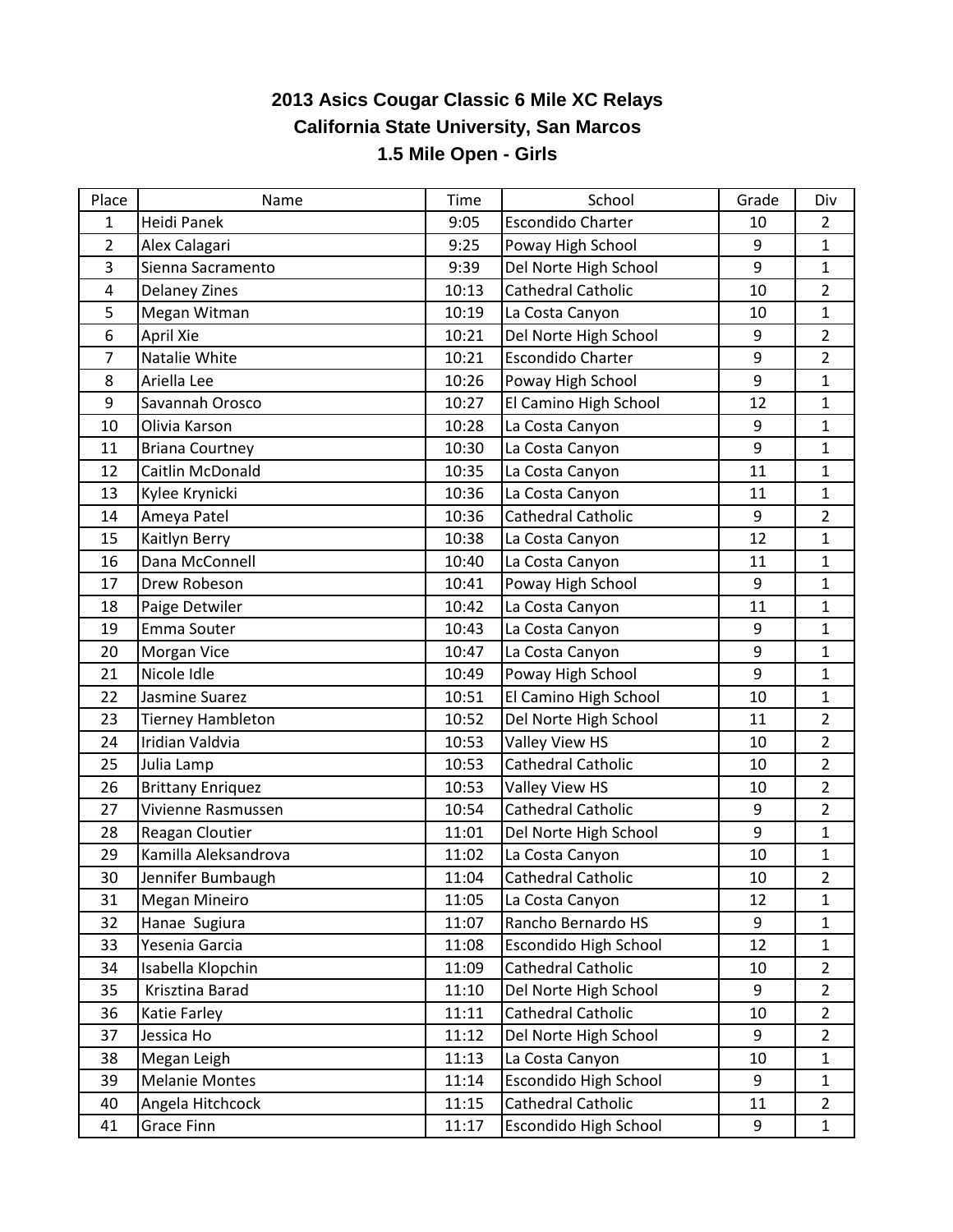# 2013 Asics Cougar Classic 6 Mile XC Relays

## California State University, San Marcos

### 1.5 Mile Open - Girls

| Place | Name | Time | School | Grade | Div |
|---|---|---|---|---|---|
| 1 | Heidi Panek | 9:05 | Escondido Charter | 10 | 2 |
| 2 | Alex Calagari | 9:25 | Poway High School | 9 | 1 |
| 3 | Sienna Sacramento | 9:39 | Del Norte High School | 9 | 1 |
| 4 | Delaney Zines | 10:13 | Cathedral Catholic | 10 | 2 |
| 5 | Megan Witman | 10:19 | La Costa Canyon | 10 | 1 |
| 6 | April Xie | 10:21 | Del Norte High School | 9 | 2 |
| 7 | Natalie White | 10:21 | Escondido Charter | 9 | 2 |
| 8 | Ariella Lee | 10:26 | Poway High School | 9 | 1 |
| 9 | Savannah Orosco | 10:27 | El Camino High School | 12 | 1 |
| 10 | Olivia Karson | 10:28 | La Costa Canyon | 9 | 1 |
| 11 | Briana Courtney | 10:30 | La Costa Canyon | 9 | 1 |
| 12 | Caitlin McDonald | 10:35 | La Costa Canyon | 11 | 1 |
| 13 | Kylee Krynicki | 10:36 | La Costa Canyon | 11 | 1 |
| 14 | Ameya Patel | 10:36 | Cathedral Catholic | 9 | 2 |
| 15 | Kaitlyn Berry | 10:38 | La Costa Canyon | 12 | 1 |
| 16 | Dana McConnell | 10:40 | La Costa Canyon | 11 | 1 |
| 17 | Drew Robeson | 10:41 | Poway High School | 9 | 1 |
| 18 | Paige Detwiler | 10:42 | La Costa Canyon | 11 | 1 |
| 19 | Emma Souter | 10:43 | La Costa Canyon | 9 | 1 |
| 20 | Morgan Vice | 10:47 | La Costa Canyon | 9 | 1 |
| 21 | Nicole Idle | 10:49 | Poway High School | 9 | 1 |
| 22 | Jasmine Suarez | 10:51 | El Camino High School | 10 | 1 |
| 23 | Tierney Hambleton | 10:52 | Del Norte High School | 11 | 2 |
| 24 | Iridian Valdvia | 10:53 | Valley View HS | 10 | 2 |
| 25 | Julia Lamp | 10:53 | Cathedral Catholic | 10 | 2 |
| 26 | Brittany Enriquez | 10:53 | Valley View HS | 10 | 2 |
| 27 | Vivienne Rasmussen | 10:54 | Cathedral Catholic | 9 | 2 |
| 28 | Reagan Cloutier | 11:01 | Del Norte High School | 9 | 1 |
| 29 | Kamilla Aleksandrova | 11:02 | La Costa Canyon | 10 | 1 |
| 30 | Jennifer Bumbaugh | 11:04 | Cathedral Catholic | 10 | 2 |
| 31 | Megan Mineiro | 11:05 | La Costa Canyon | 12 | 1 |
| 32 | Hanae Sugiura | 11:07 | Rancho Bernardo HS | 9 | 1 |
| 33 | Yesenia Garcia | 11:08 | Escondido High School | 12 | 1 |
| 34 | Isabella Klopchin | 11:09 | Cathedral Catholic | 10 | 2 |
| 35 | Krisztina Barad | 11:10 | Del Norte High School | 9 | 2 |
| 36 | Katie Farley | 11:11 | Cathedral Catholic | 10 | 2 |
| 37 | Jessica Ho | 11:12 | Del Norte High School | 9 | 2 |
| 38 | Megan Leigh | 11:13 | La Costa Canyon | 10 | 1 |
| 39 | Melanie Montes | 11:14 | Escondido High School | 9 | 1 |
| 40 | Angela Hitchcock | 11:15 | Cathedral Catholic | 11 | 2 |
| 41 | Grace Finn | 11:17 | Escondido High School | 9 | 1 |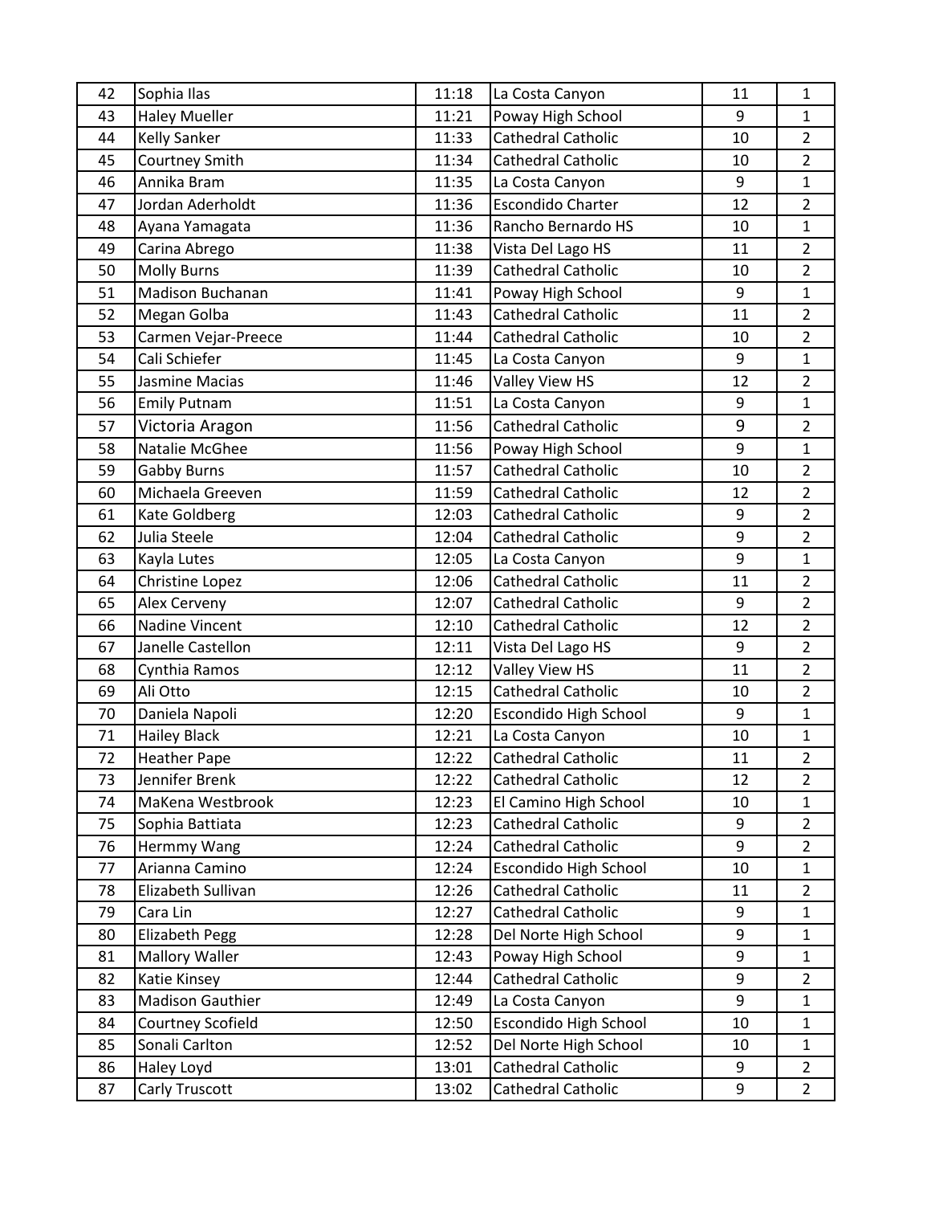| 42 | Sophia Ilas | 11:18 | La Costa Canyon | 11 | 1 |
|---|---|---|---|---|---|
| 43 | Haley Mueller | 11:21 | Poway High School | 9 | 1 |
| 44 | Kelly Sanker | 11:33 | Cathedral Catholic | 10 | 2 |
| 45 | Courtney Smith | 11:34 | Cathedral Catholic | 10 | 2 |
| 46 | Annika Bram | 11:35 | La Costa Canyon | 9 | 1 |
| 47 | Jordan Aderholdt | 11:36 | Escondido Charter | 12 | 2 |
| 48 | Ayana Yamagata | 11:36 | Rancho Bernardo HS | 10 | 1 |
| 49 | Carina Abrego | 11:38 | Vista Del Lago HS | 11 | 2 |
| 50 | Molly Burns | 11:39 | Cathedral Catholic | 10 | 2 |
| 51 | Madison Buchanan | 11:41 | Poway High School | 9 | 1 |
| 52 | Megan Golba | 11:43 | Cathedral Catholic | 11 | 2 |
| 53 | Carmen Vejar-Preece | 11:44 | Cathedral Catholic | 10 | 2 |
| 54 | Cali Schiefer | 11:45 | La Costa Canyon | 9 | 1 |
| 55 | Jasmine Macias | 11:46 | Valley View HS | 12 | 2 |
| 56 | Emily Putnam | 11:51 | La Costa Canyon | 9 | 1 |
| 57 | Victoria Aragon | 11:56 | Cathedral Catholic | 9 | 2 |
| 58 | Natalie McGhee | 11:56 | Poway High School | 9 | 1 |
| 59 | Gabby Burns | 11:57 | Cathedral Catholic | 10 | 2 |
| 60 | Michaela Greeven | 11:59 | Cathedral Catholic | 12 | 2 |
| 61 | Kate Goldberg | 12:03 | Cathedral Catholic | 9 | 2 |
| 62 | Julia Steele | 12:04 | Cathedral Catholic | 9 | 2 |
| 63 | Kayla Lutes | 12:05 | La Costa Canyon | 9 | 1 |
| 64 | Christine Lopez | 12:06 | Cathedral Catholic | 11 | 2 |
| 65 | Alex Cerveny | 12:07 | Cathedral Catholic | 9 | 2 |
| 66 | Nadine Vincent | 12:10 | Cathedral Catholic | 12 | 2 |
| 67 | Janelle Castellon | 12:11 | Vista Del Lago HS | 9 | 2 |
| 68 | Cynthia Ramos | 12:12 | Valley View HS | 11 | 2 |
| 69 | Ali Otto | 12:15 | Cathedral Catholic | 10 | 2 |
| 70 | Daniela Napoli | 12:20 | Escondido High School | 9 | 1 |
| 71 | Hailey Black | 12:21 | La Costa Canyon | 10 | 1 |
| 72 | Heather Pape | 12:22 | Cathedral Catholic | 11 | 2 |
| 73 | Jennifer Brenk | 12:22 | Cathedral Catholic | 12 | 2 |
| 74 | MaKena Westbrook | 12:23 | El Camino High School | 10 | 1 |
| 75 | Sophia Battiata | 12:23 | Cathedral Catholic | 9 | 2 |
| 76 | Hermmy Wang | 12:24 | Cathedral Catholic | 9 | 2 |
| 77 | Arianna Camino | 12:24 | Escondido High School | 10 | 1 |
| 78 | Elizabeth Sullivan | 12:26 | Cathedral Catholic | 11 | 2 |
| 79 | Cara Lin | 12:27 | Cathedral Catholic | 9 | 1 |
| 80 | Elizabeth Pegg | 12:28 | Del Norte High School | 9 | 1 |
| 81 | Mallory Waller | 12:43 | Poway High School | 9 | 1 |
| 82 | Katie Kinsey | 12:44 | Cathedral Catholic | 9 | 2 |
| 83 | Madison Gauthier | 12:49 | La Costa Canyon | 9 | 1 |
| 84 | Courtney Scofield | 12:50 | Escondido High School | 10 | 1 |
| 85 | Sonali Carlton | 12:52 | Del Norte High School | 10 | 1 |
| 86 | Haley Loyd | 13:01 | Cathedral Catholic | 9 | 2 |
| 87 | Carly Truscott | 13:02 | Cathedral Catholic | 9 | 2 |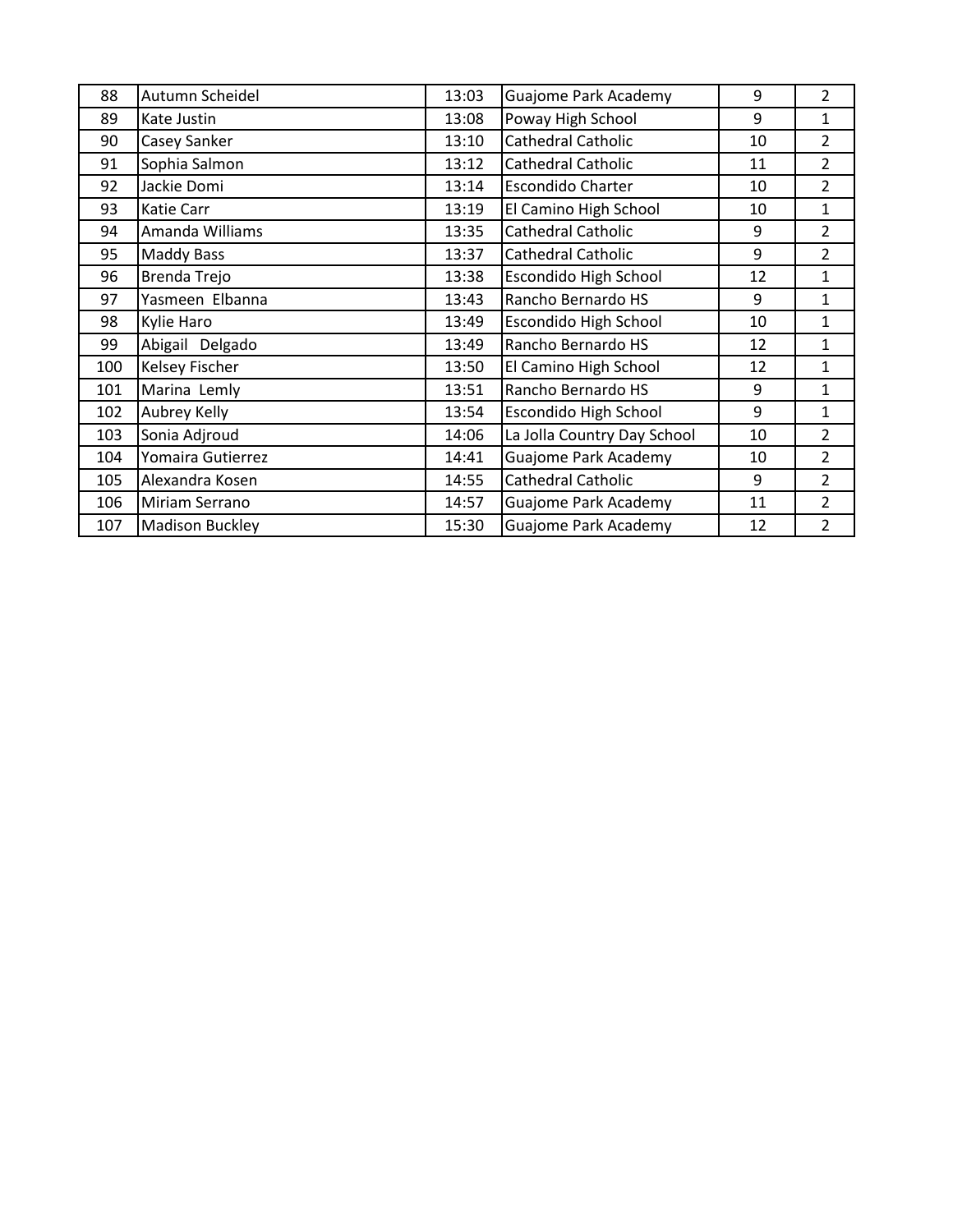| | | | | | |
|---|---|---|---|---|---|
| 88 | Autumn Scheidel | 13:03 | Guajome Park Academy | 9 | 2 |
| 89 | Kate Justin | 13:08 | Poway High School | 9 | 1 |
| 90 | Casey Sanker | 13:10 | Cathedral Catholic | 10 | 2 |
| 91 | Sophia Salmon | 13:12 | Cathedral Catholic | 11 | 2 |
| 92 | Jackie Domi | 13:14 | Escondido Charter | 10 | 2 |
| 93 | Katie Carr | 13:19 | El Camino High School | 10 | 1 |
| 94 | Amanda Williams | 13:35 | Cathedral Catholic | 9 | 2 |
| 95 | Maddy Bass | 13:37 | Cathedral Catholic | 9 | 2 |
| 96 | Brenda Trejo | 13:38 | Escondido High School | 12 | 1 |
| 97 | Yasmeen Elbanna | 13:43 | Rancho Bernardo HS | 9 | 1 |
| 98 | Kylie Haro | 13:49 | Escondido High School | 10 | 1 |
| 99 | Abigail Delgado | 13:49 | Rancho Bernardo HS | 12 | 1 |
| 100 | Kelsey Fischer | 13:50 | El Camino High School | 12 | 1 |
| 101 | Marina Lemly | 13:51 | Rancho Bernardo HS | 9 | 1 |
| 102 | Aubrey Kelly | 13:54 | Escondido High School | 9 | 1 |
| 103 | Sonia Adjroud | 14:06 | La Jolla Country Day School | 10 | 2 |
| 104 | Yomaira Gutierrez | 14:41 | Guajome Park Academy | 10 | 2 |
| 105 | Alexandra Kosen | 14:55 | Cathedral Catholic | 9 | 2 |
| 106 | Miriam Serrano | 14:57 | Guajome Park Academy | 11 | 2 |
| 107 | Madison Buckley | 15:30 | Guajome Park Academy | 12 | 2 |